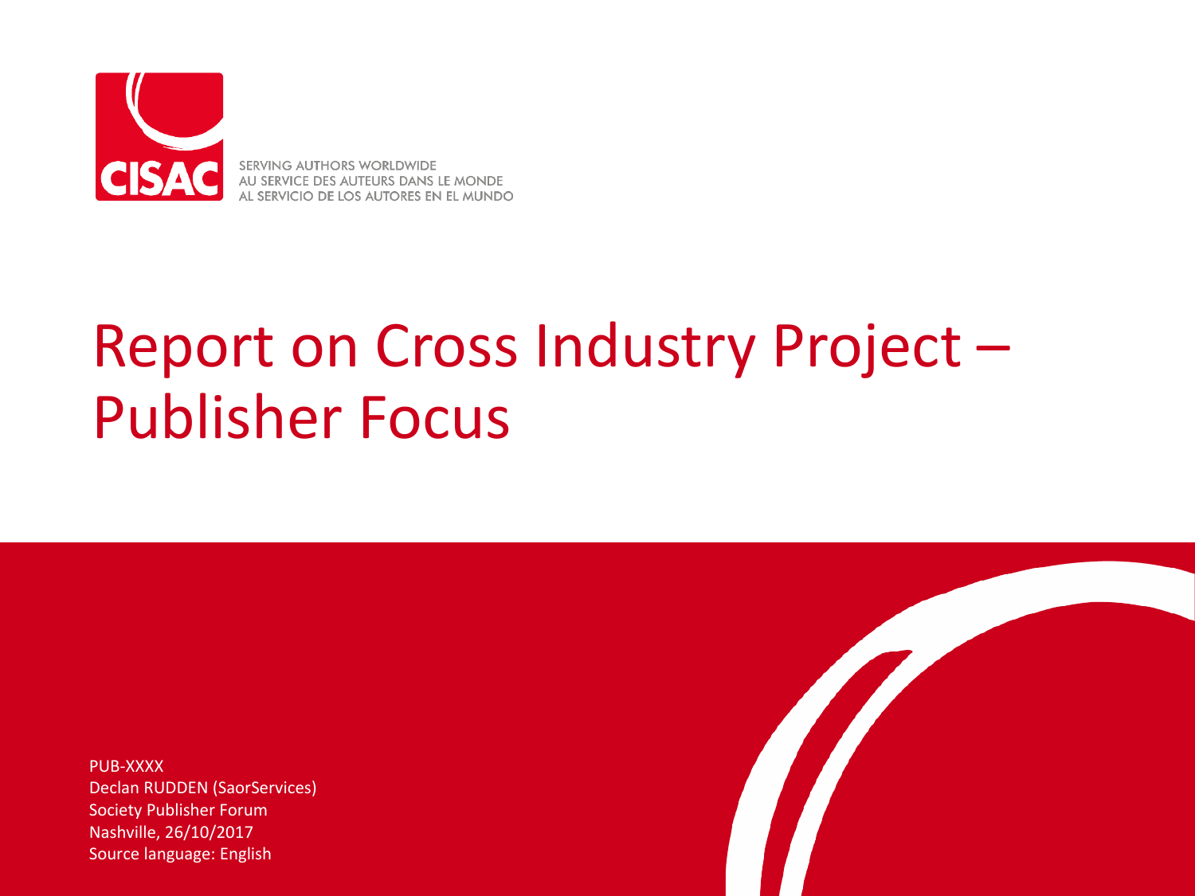CISAC

SERVING AUTHORS WORLDWIDE
AU SERVICE DES AUTEURS DANS LE MONDE
AL SERVICIO DE LOS AUTORES EN EL MUNDO

# Report on Cross Industry Project – Publisher Focus

PUB-XXXX
Declan RUDDEN (SaorServices)
Society Publisher Forum
Nashville, 26/10/2017
Source language: English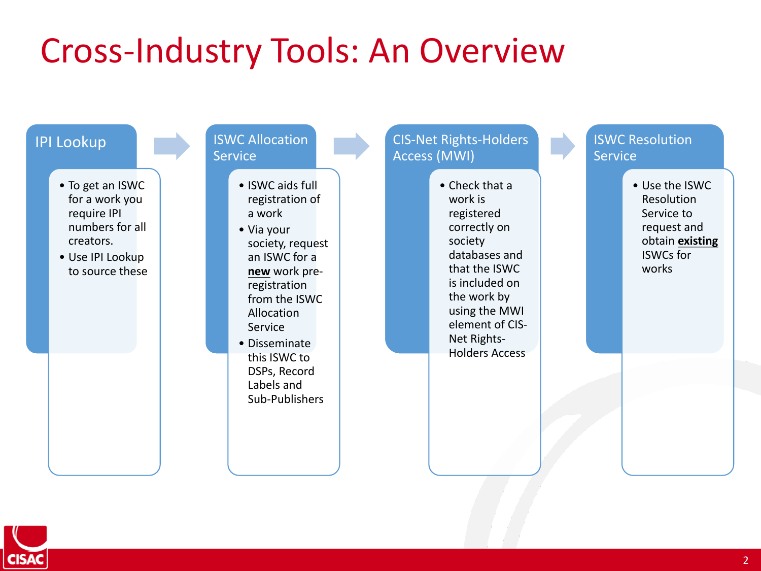# Cross-Industry Tools: An Overview

## IPI Lookup

- To get an ISWC for a work you require IPI numbers for all creators.
- Use IPI Lookup to source these

## ISWC Allocation Service

- ISWC aids full registration of a work
- Via your society, request an ISWC for a **new** work pre-registration from the ISWC Allocation Service
- Disseminate this ISWC to DSPs, Record Labels and Sub-Publishers

## CIS-Net Rights-Holders Access (MWI)

- Check that a work is registered correctly on society databases and that the ISWC is included on the work by using the MWI element of CIS-Net Rights-Holders Access

## ISWC Resolution Service

- Use the ISWC Resolution Service to request and obtain **existing** ISWCs for works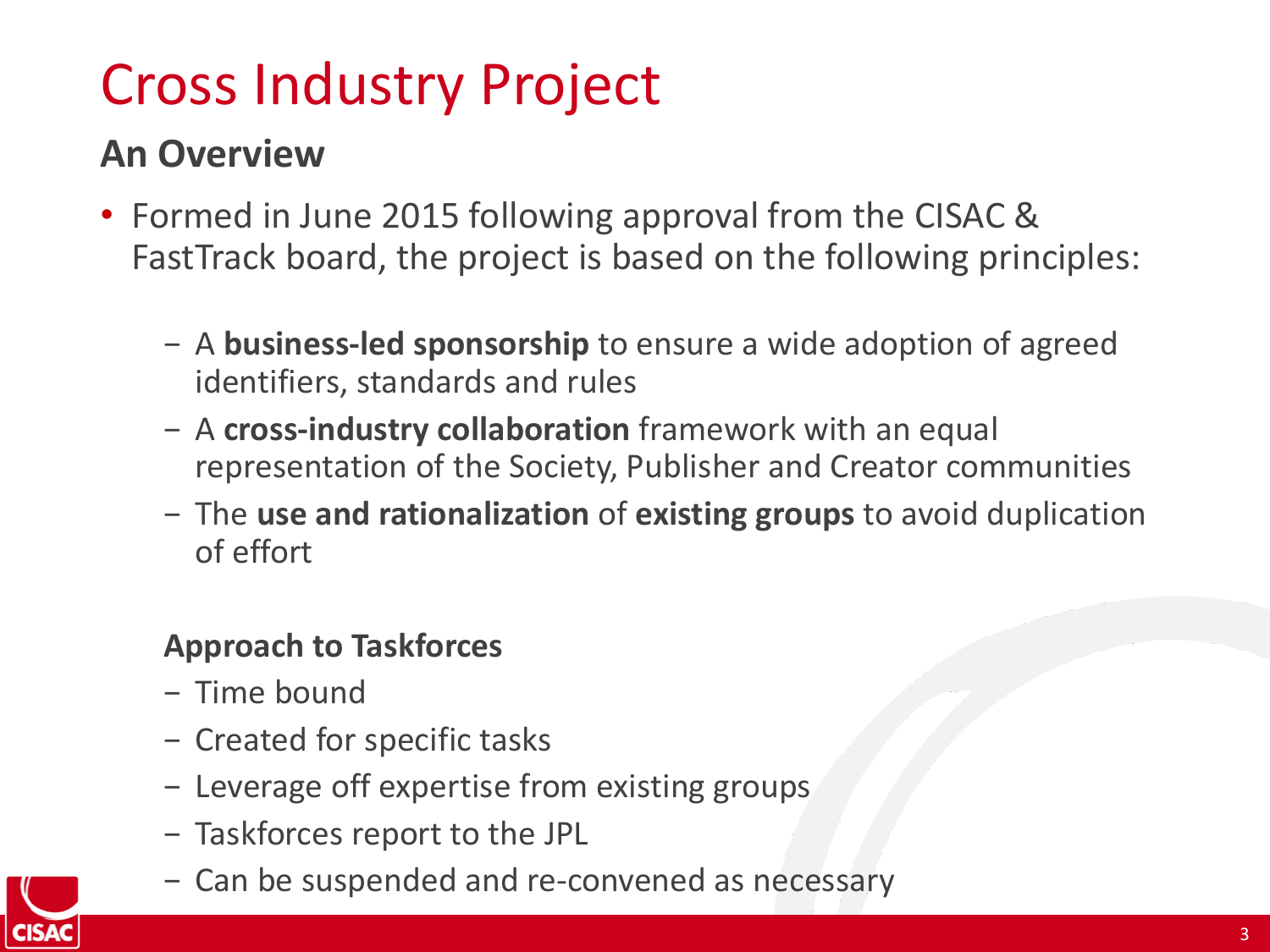# Cross Industry Project

## An Overview

- Formed in June 2015 following approval from the CISAC & FastTrack board, the project is based on the following principles:
  - A **business-led sponsorship** to ensure a wide adoption of agreed identifiers, standards and rules
  - A **cross-industry collaboration** framework with an equal representation of the Society, Publisher and Creator communities
  - The **use and rationalization** of **existing groups** to avoid duplication of effort

### Approach to Taskforces

- Time bound
- Created for specific tasks
- Leverage off expertise from existing groups
- Taskforces report to the JPL
- Can be suspended and re-convened as necessary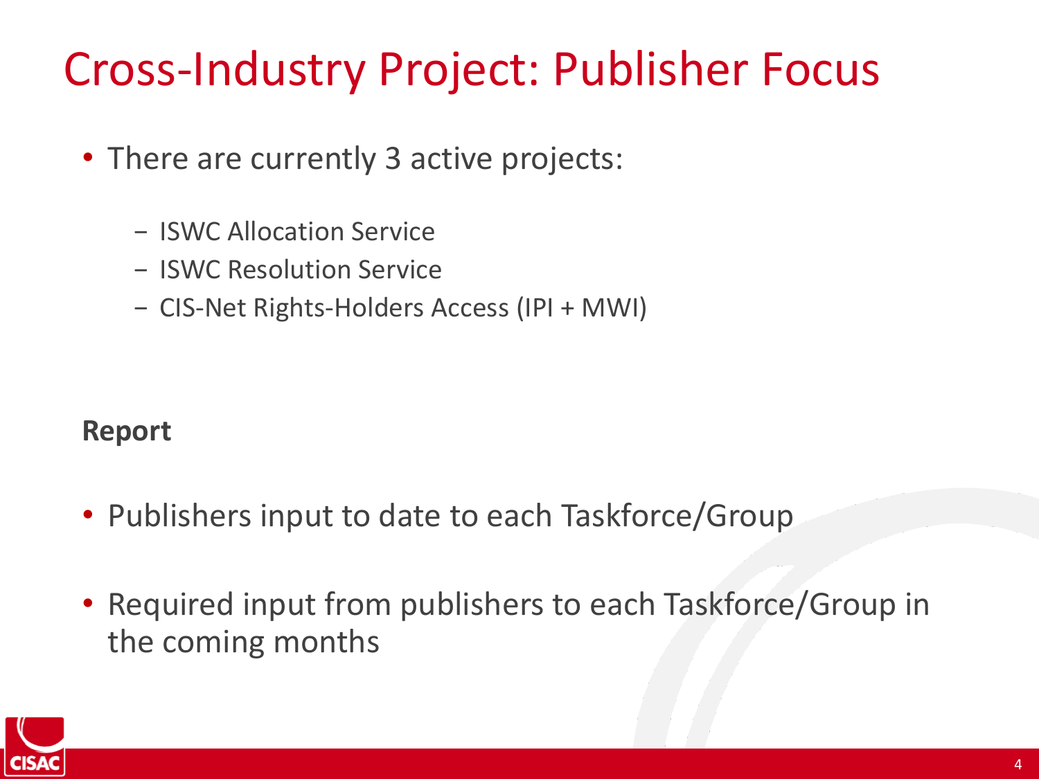# Cross-Industry Project: Publisher Focus

- There are currently 3 active projects:
  - ISWC Allocation Service
  - ISWC Resolution Service
  - CIS-Net Rights-Holders Access (IPI + MWI)

**Report**

- Publishers input to date to each Taskforce/Group
- Required input from publishers to each Taskforce/Group in the coming months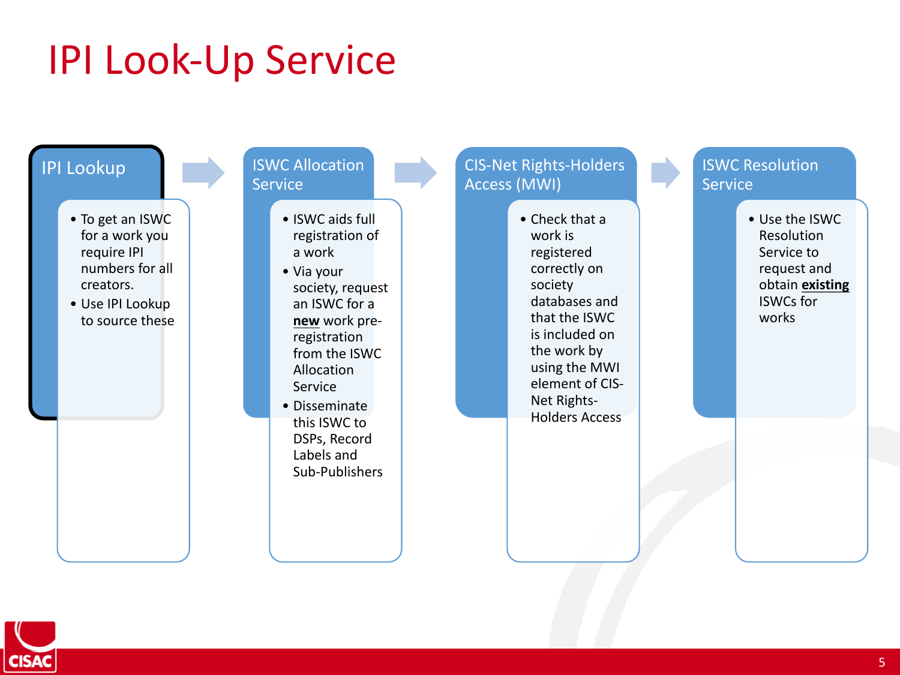# IPI Look-Up Service

## IPI Lookup

- To get an ISWC for a work you require IPI numbers for all creators.
- Use IPI Lookup to source these

## ISWC Allocation Service

- ISWC aids full registration of a work
- Via your society, request an ISWC for a **new** work pre-registration from the ISWC Allocation Service
- Disseminate this ISWC to DSPs, Record Labels and Sub-Publishers

## CIS-Net Rights-Holders Access (MWI)

- Check that a work is registered correctly on society databases and that the ISWC is included on the work by using the MWI element of CIS-Net Rights-Holders Access

## ISWC Resolution Service

- Use the ISWC Resolution Service to request and obtain **existing** ISWCs for works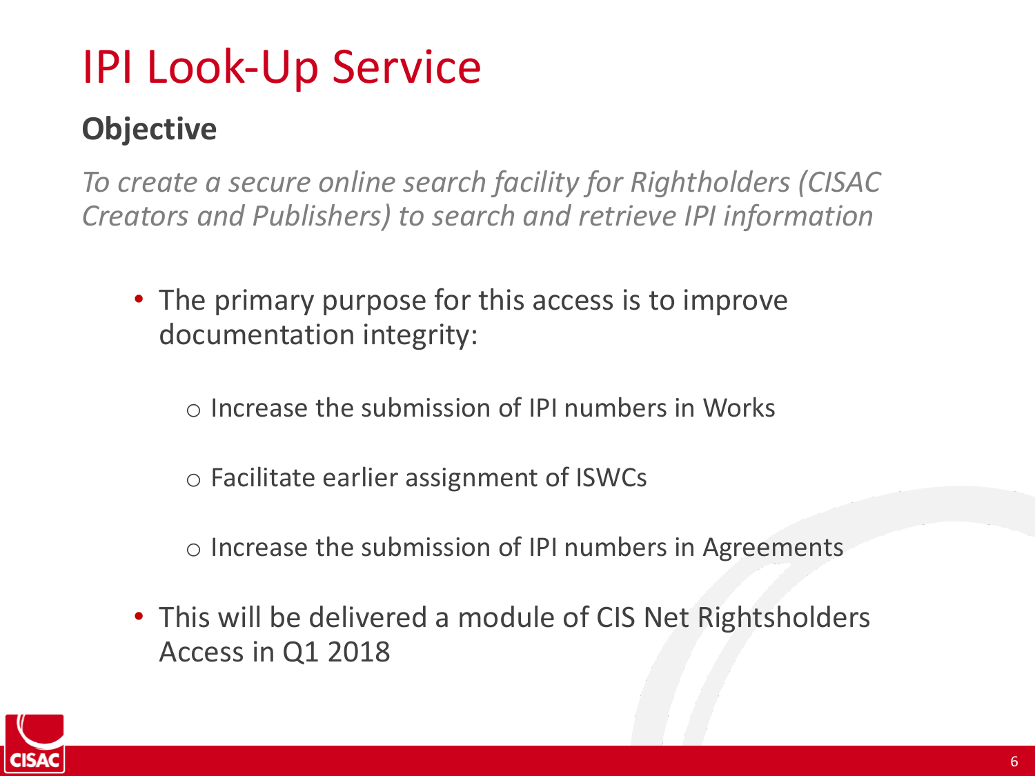# IPI Look-Up Service

## Objective

*To create a secure online search facility for Rightholders (CISAC Creators and Publishers) to search and retrieve IPI information*

- The primary purpose for this access is to improve documentation integrity:
  - Increase the submission of IPI numbers in Works
  - Facilitate earlier assignment of ISWCs
  - Increase the submission of IPI numbers in Agreements
- This will be delivered a module of CIS Net Rightsholders Access in Q1 2018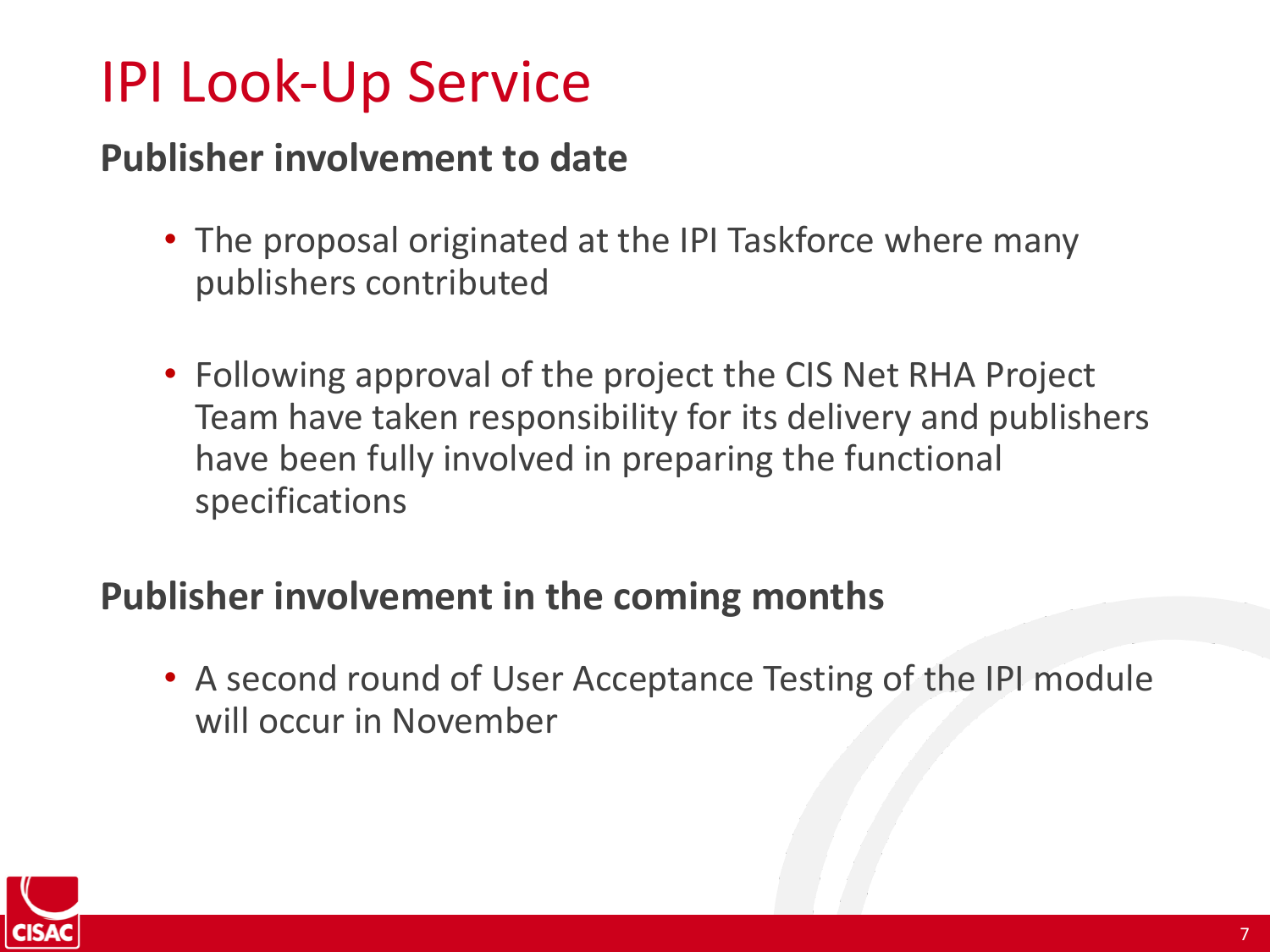# IPI Look-Up Service

## Publisher involvement to date

- The proposal originated at the IPI Taskforce where many publishers contributed
- Following approval of the project the CIS Net RHA Project Team have taken responsibility for its delivery and publishers have been fully involved in preparing the functional specifications

## Publisher involvement in the coming months

- A second round of User Acceptance Testing of the IPI module will occur in November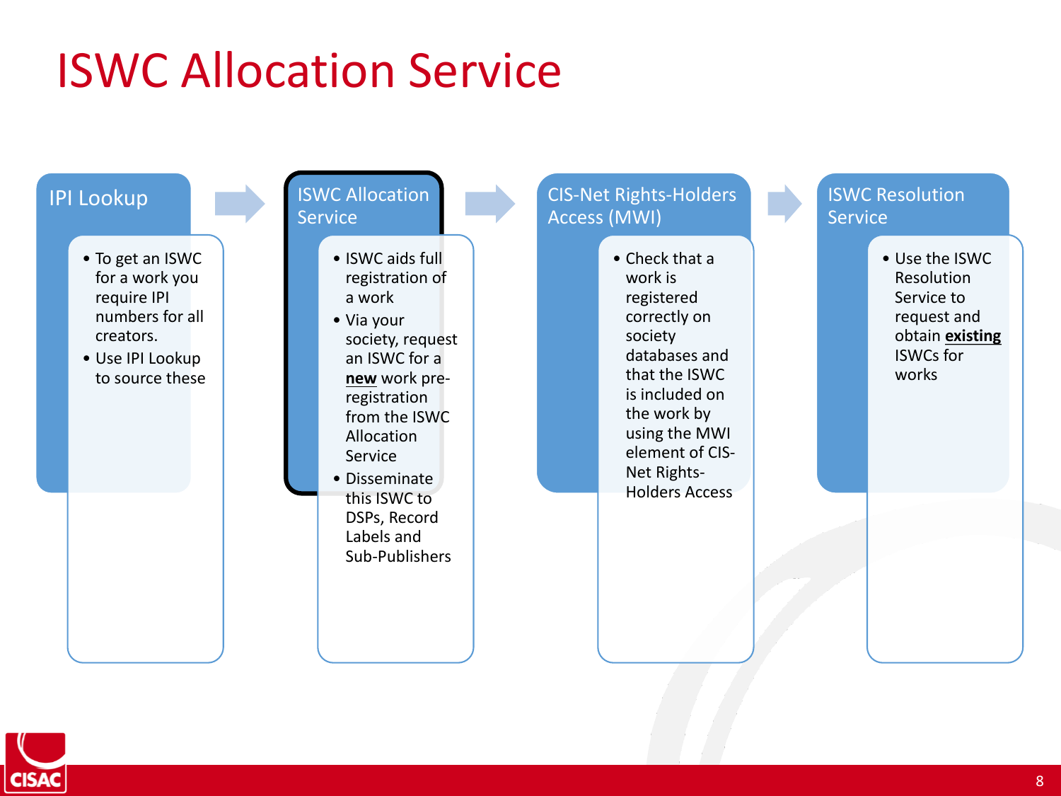# ISWC Allocation Service

## IPI Lookup

- To get an ISWC for a work you require IPI numbers for all creators.
- Use IPI Lookup to source these

## ISWC Allocation Service

- ISWC aids full registration of a work
- Via your society, request an ISWC for a **new** work pre-registration from the ISWC Allocation Service
- Disseminate this ISWC to DSPs, Record Labels and Sub-Publishers

## CIS-Net Rights-Holders Access (MWI)

- Check that a work is registered correctly on society databases and that the ISWC is included on the work by using the MWI element of CIS-Net Rights-Holders Access

## ISWC Resolution Service

- Use the ISWC Resolution Service to request and obtain **existing** ISWCs for works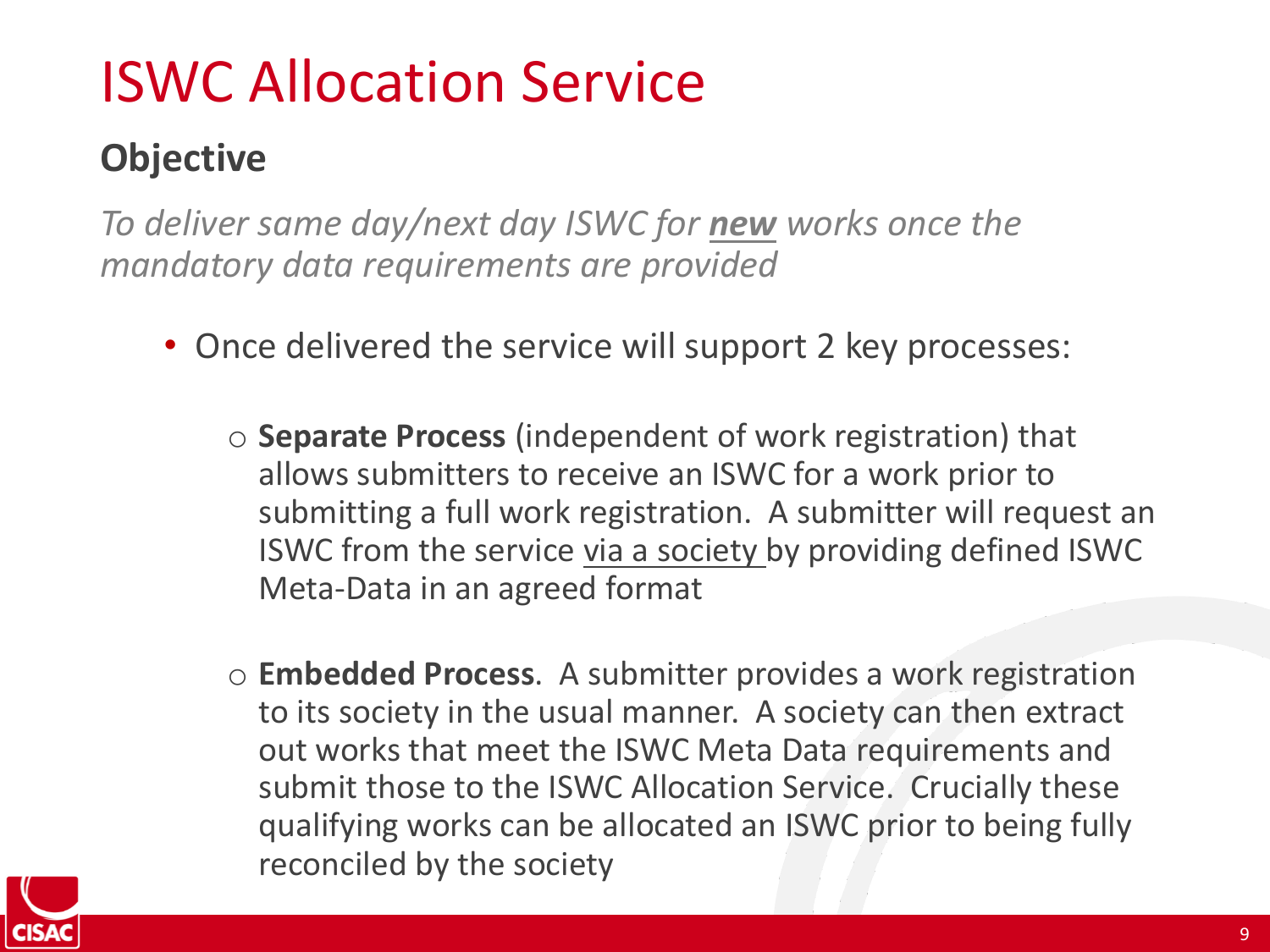# ISWC Allocation Service

## Objective

*To deliver same day/next day ISWC for **new** works once the mandatory data requirements are provided*

- Once delivered the service will support 2 key processes:
  - **Separate Process** (independent of work registration) that allows submitters to receive an ISWC for a work prior to submitting a full work registration. A submitter will request an ISWC from the service via a society by providing defined ISWC Meta-Data in an agreed format
  - **Embedded Process**. A submitter provides a work registration to its society in the usual manner. A society can then extract out works that meet the ISWC Meta Data requirements and submit those to the ISWC Allocation Service. Crucially these qualifying works can be allocated an ISWC prior to being fully reconciled by the society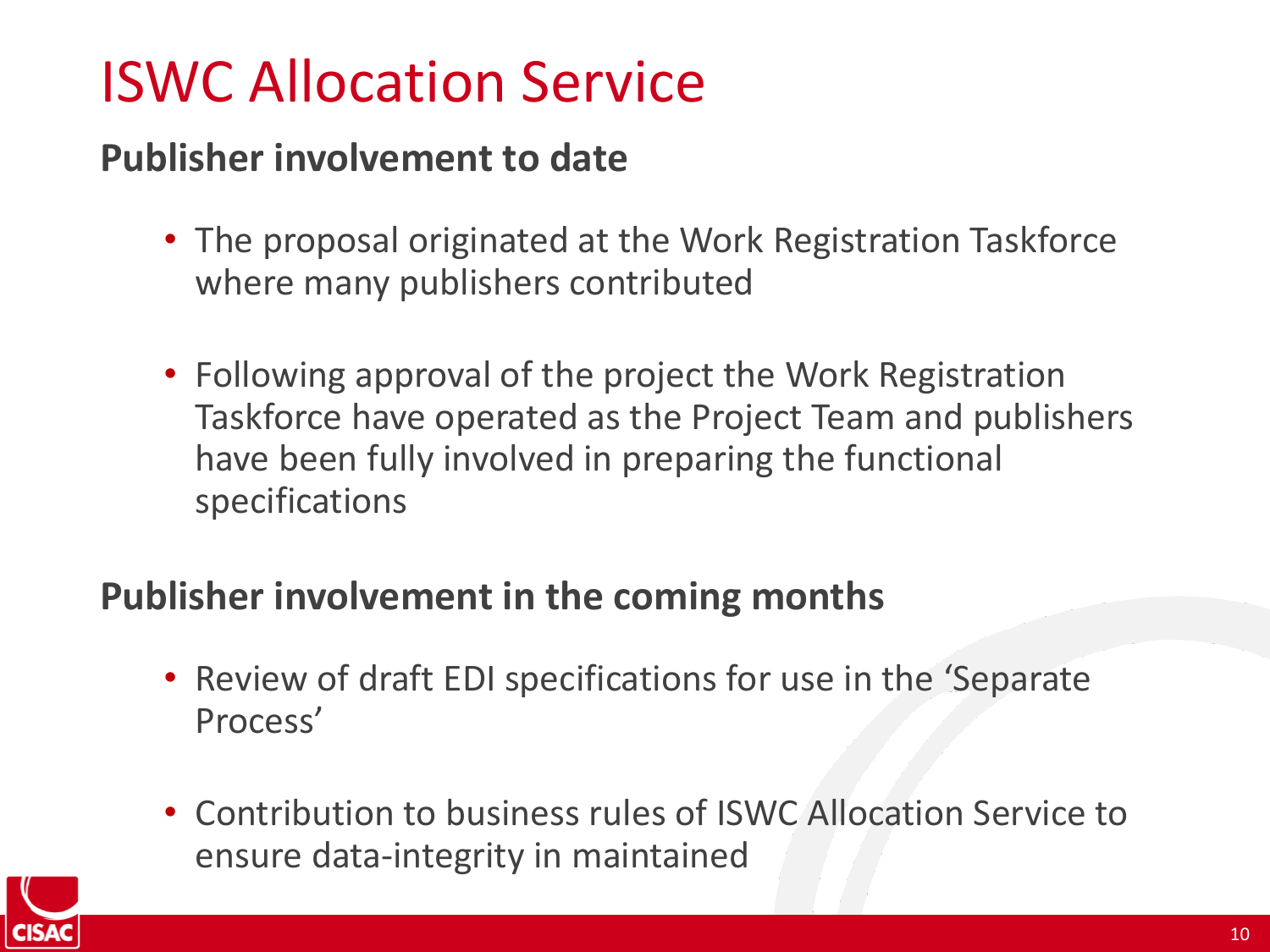# ISWC Allocation Service

## Publisher involvement to date

- The proposal originated at the Work Registration Taskforce where many publishers contributed
- Following approval of the project the Work Registration Taskforce have operated as the Project Team and publishers have been fully involved in preparing the functional specifications

## Publisher involvement in the coming months

- Review of draft EDI specifications for use in the 'Separate Process'
- Contribution to business rules of ISWC Allocation Service to ensure data-integrity in maintained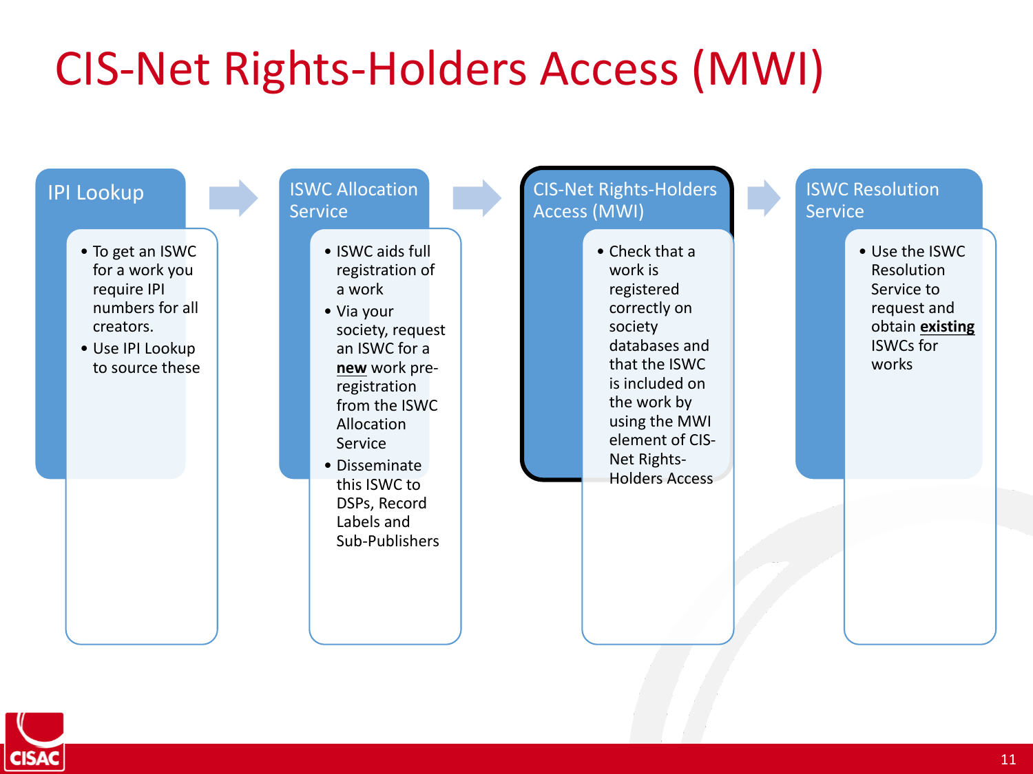# CIS-Net Rights-Holders Access (MWI)

## IPI Lookup

- To get an ISWC for a work you require IPI numbers for all creators.
- Use IPI Lookup to source these

## ISWC Allocation Service

- ISWC aids full registration of a work
- Via your society, request an ISWC for a **new** work pre-registration from the ISWC Allocation Service
- Disseminate this ISWC to DSPs, Record Labels and Sub-Publishers

## CIS-Net Rights-Holders Access (MWI)

- Check that a work is registered correctly on society databases and that the ISWC is included on the work by using the MWI element of CIS-Net Rights-Holders Access

## ISWC Resolution Service

- Use the ISWC Resolution Service to request and obtain **existing** ISWCs for works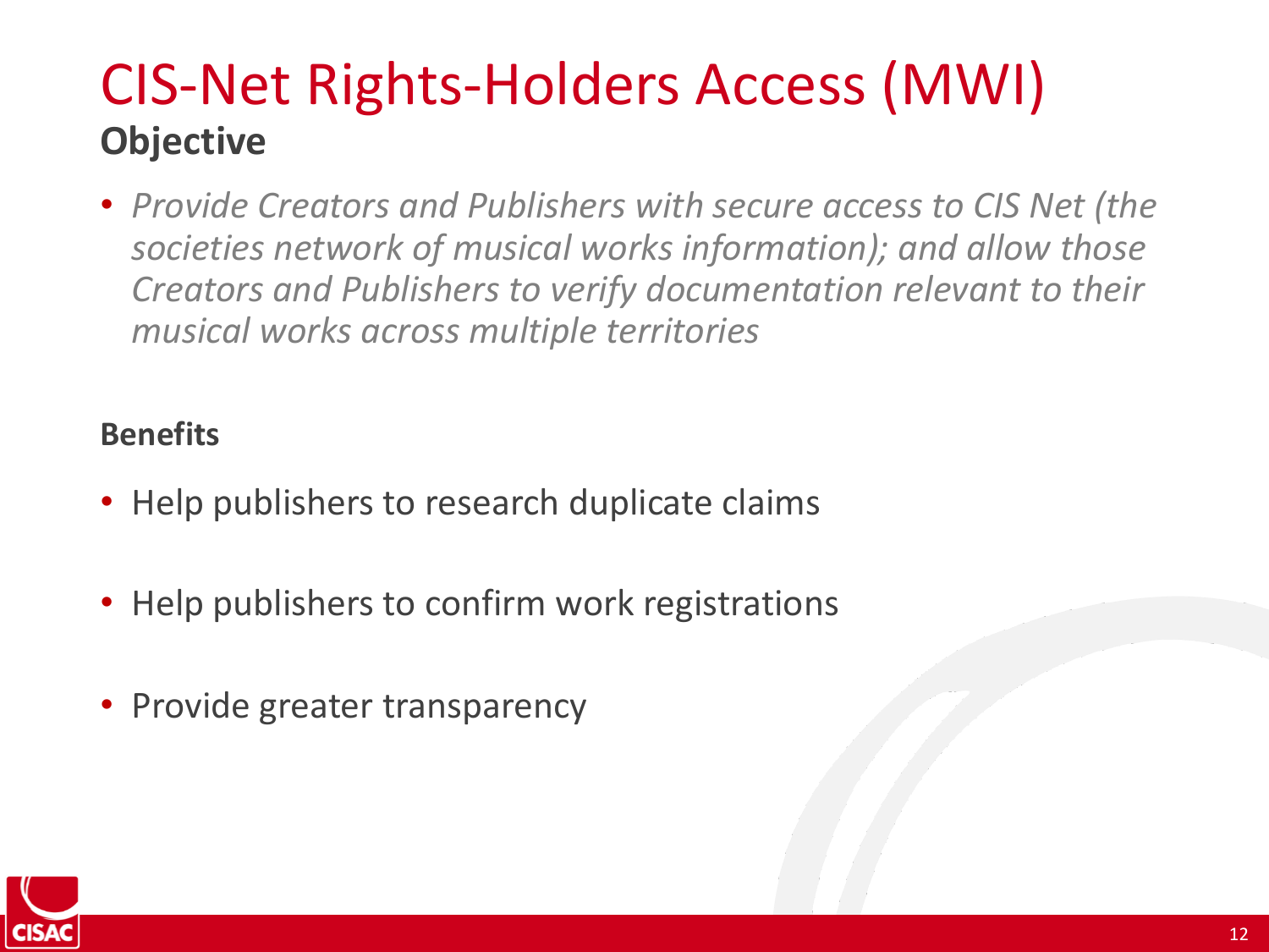# CIS-Net Rights-Holders Access (MWI)

## Objective

- *Provide Creators and Publishers with secure access to CIS Net (the societies network of musical works information); and allow those Creators and Publishers to verify documentation relevant to their musical works across multiple territories*

**Benefits**

- Help publishers to research duplicate claims
- Help publishers to confirm work registrations
- Provide greater transparency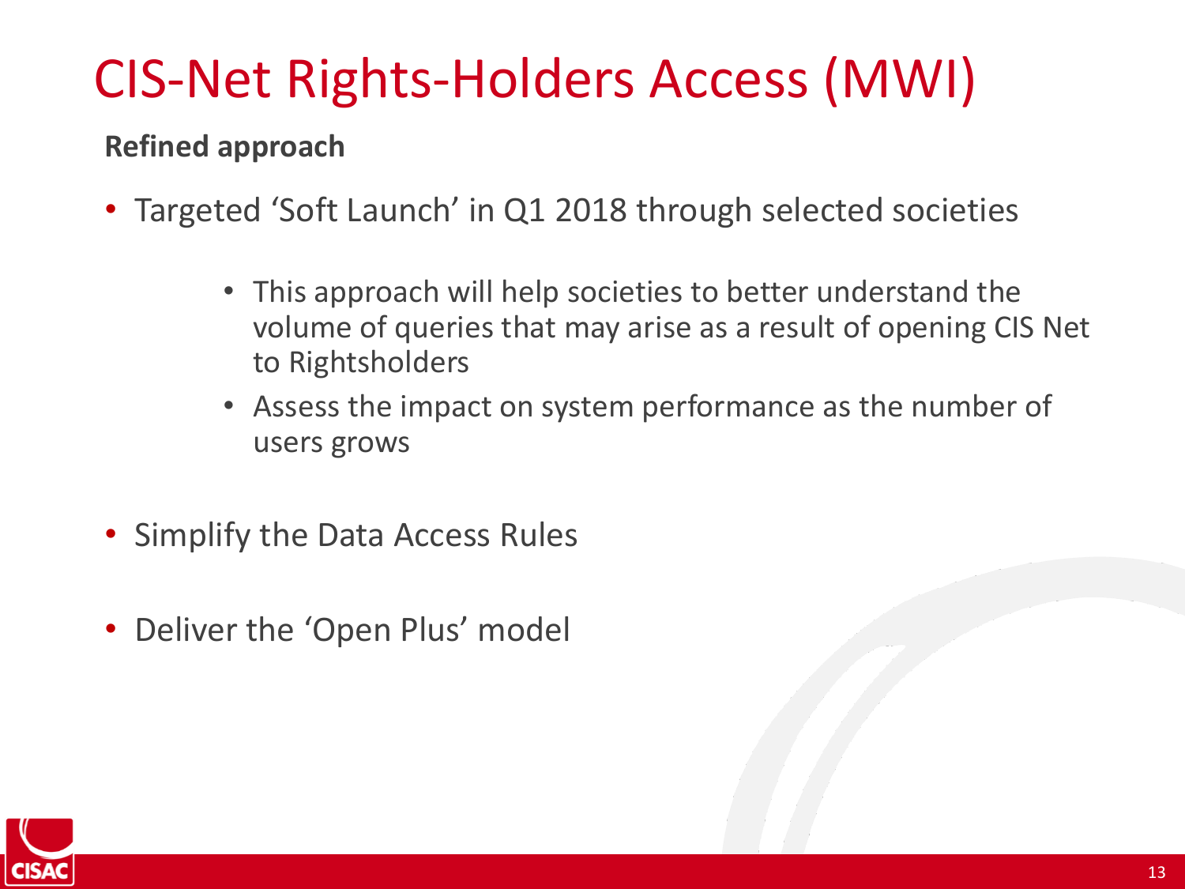# CIS-Net Rights-Holders Access (MWI)

**Refined approach**

- Targeted 'Soft Launch' in Q1 2018 through selected societies
  - This approach will help societies to better understand the volume of queries that may arise as a result of opening CIS Net to Rightsholders
  - Assess the impact on system performance as the number of users grows
- Simplify the Data Access Rules
- Deliver the 'Open Plus' model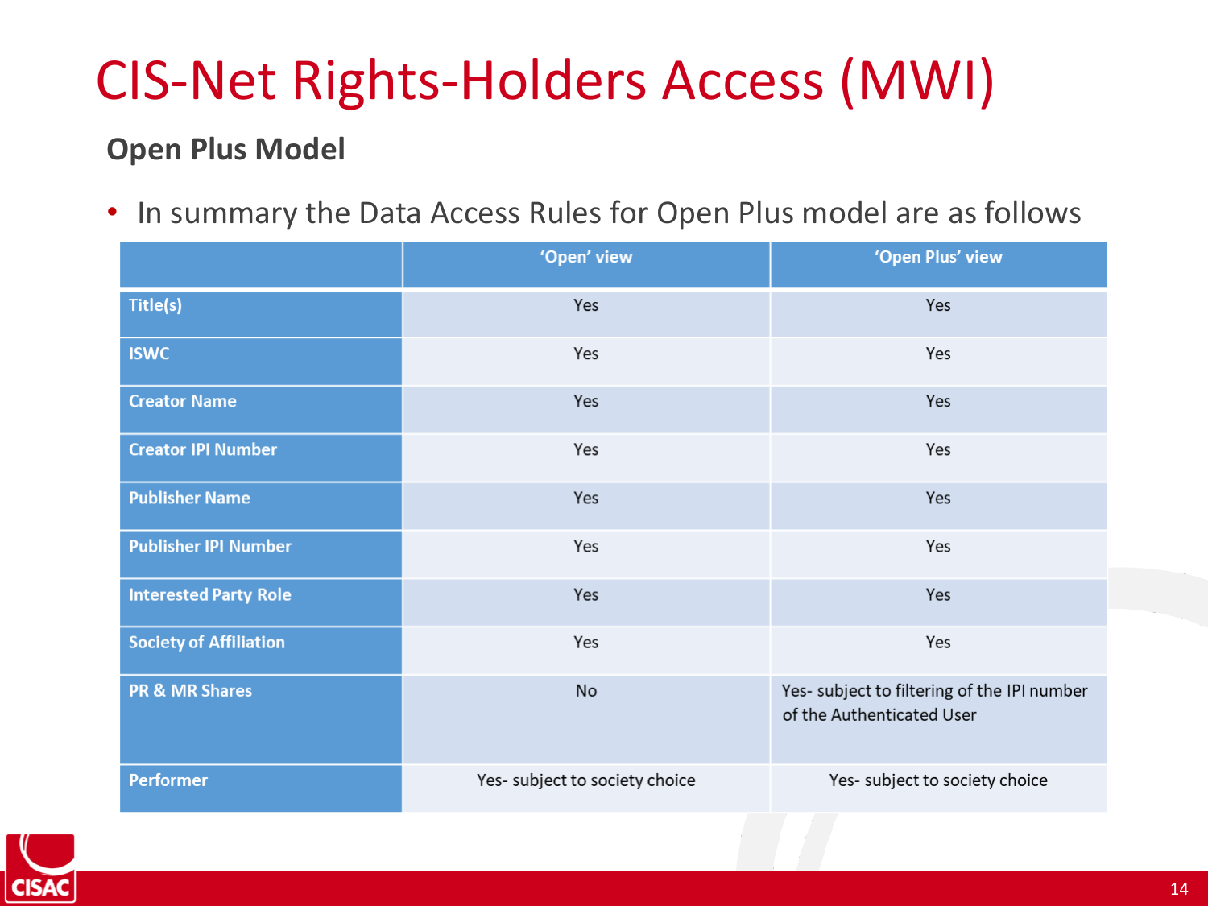# CIS-Net Rights-Holders Access (MWI)

## Open Plus Model

- In summary the Data Access Rules for Open Plus model are as follows

| | 'Open' view | 'Open Plus' view |
|---|---|---|
| Title(s) | Yes | Yes |
| ISWC | Yes | Yes |
| Creator Name | Yes | Yes |
| Creator IPI Number | Yes | Yes |
| Publisher Name | Yes | Yes |
| Publisher IPI Number | Yes | Yes |
| Interested Party Role | Yes | Yes |
| Society of Affiliation | Yes | Yes |
| PR & MR Shares | No | Yes- subject to filtering of the IPI number of the Authenticated User |
| Performer | Yes- subject to society choice | Yes- subject to society choice |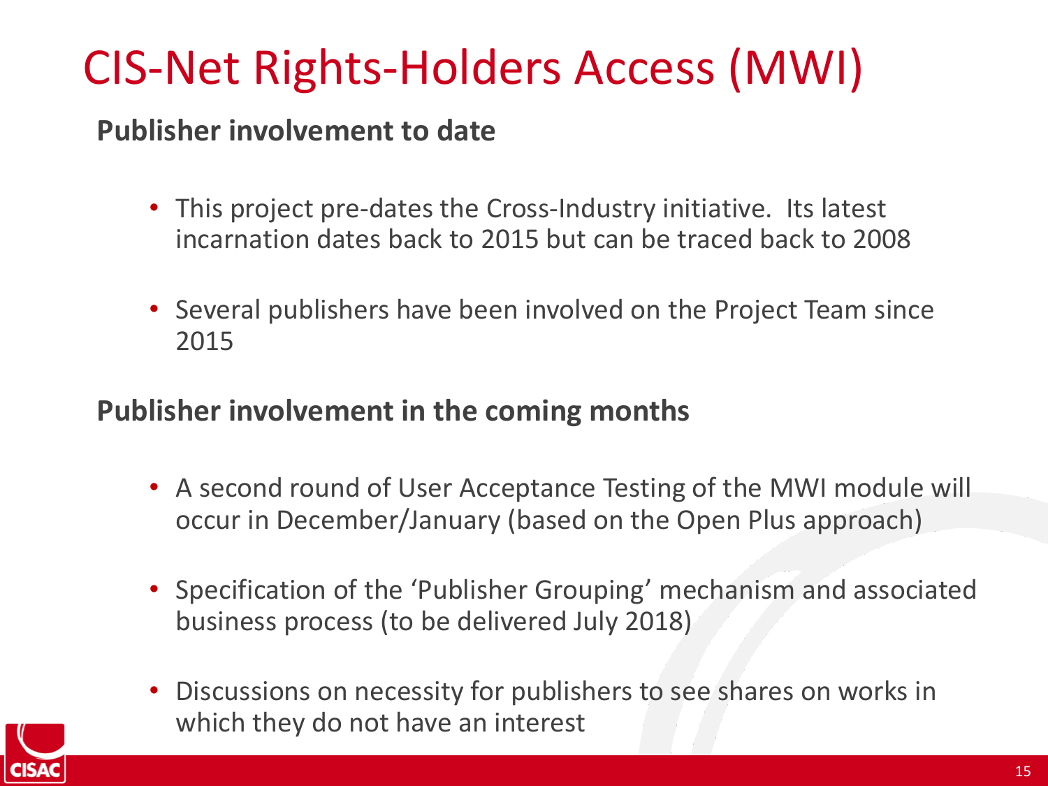# CIS-Net Rights-Holders Access (MWI)

**Publisher involvement to date**

- This project pre-dates the Cross-Industry initiative. Its latest incarnation dates back to 2015 but can be traced back to 2008
- Several publishers have been involved on the Project Team since 2015

**Publisher involvement in the coming months**

- A second round of User Acceptance Testing of the MWI module will occur in December/January (based on the Open Plus approach)
- Specification of the 'Publisher Grouping' mechanism and associated business process (to be delivered July 2018)
- Discussions on necessity for publishers to see shares on works in which they do not have an interest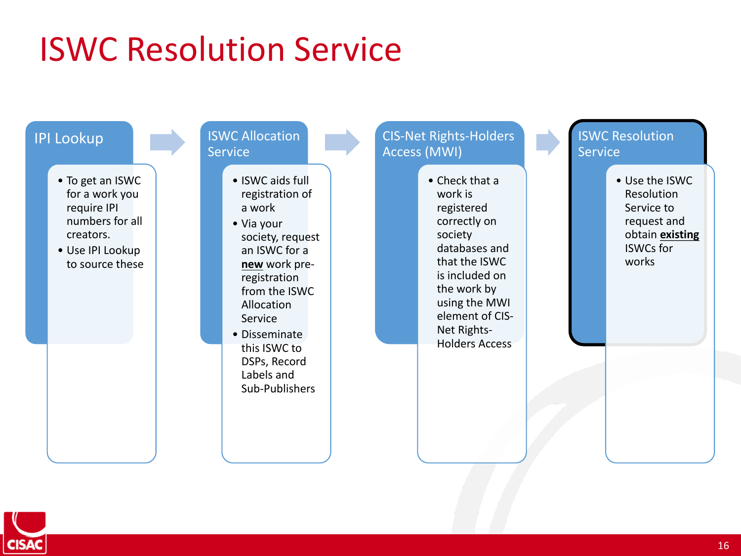# ISWC Resolution Service

## IPI Lookup

- To get an ISWC for a work you require IPI numbers for all creators.
- Use IPI Lookup to source these

## ISWC Allocation Service

- ISWC aids full registration of a work
- Via your society, request an ISWC for a **new** work pre-registration from the ISWC Allocation Service
- Disseminate this ISWC to DSPs, Record Labels and Sub-Publishers

## CIS-Net Rights-Holders Access (MWI)

- Check that a work is registered correctly on society databases and that the ISWC is included on the work by using the MWI element of CIS-Net Rights-Holders Access

## ISWC Resolution Service

- Use the ISWC Resolution Service to request and obtain **existing** ISWCs for works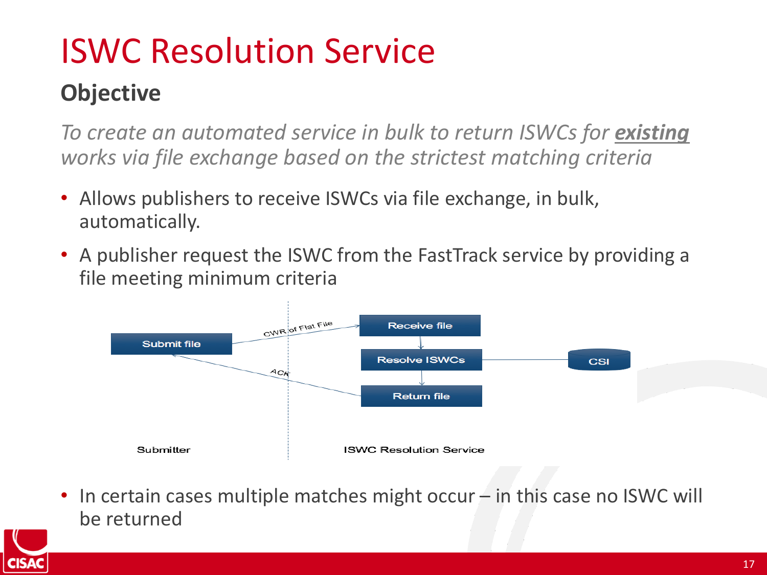# ISWC Resolution Service

## Objective

*To create an automated service in bulk to return ISWCs for **existing** works via file exchange based on the strictest matching criteria*

- Allows publishers to receive ISWCs via file exchange, in bulk, automatically.
- A publisher request the ISWC from the FastTrack service by providing a file meeting minimum criteria

Submit file

CWR of Flat File

Receive file

Resolve ISWCs

CSI

Return file

ACK

Submitter

ISWC Resolution Service

- In certain cases multiple matches might occur – in this case no ISWC will be returned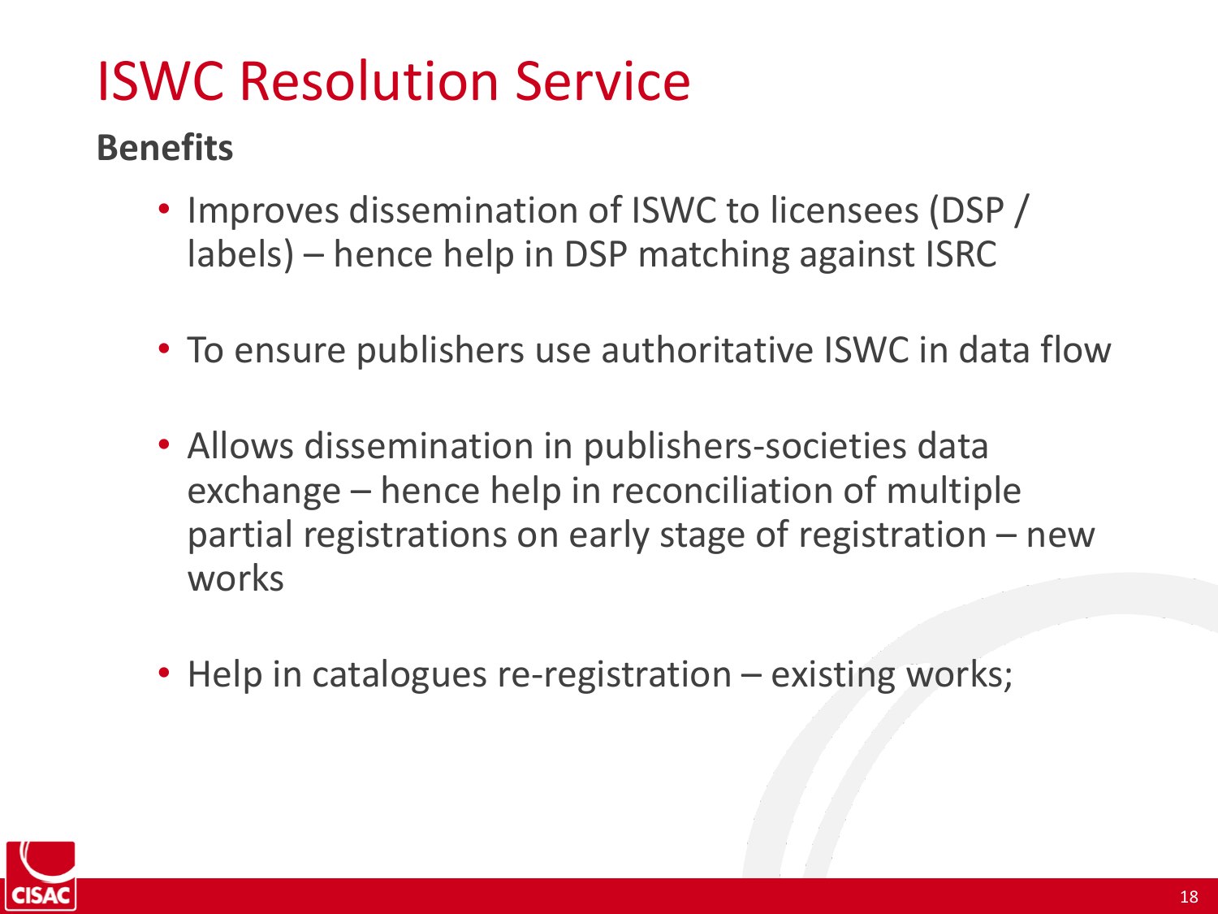# ISWC Resolution Service

**Benefits**

- Improves dissemination of ISWC to licensees (DSP / labels) – hence help in DSP matching against ISRC
- To ensure publishers use authoritative ISWC in data flow
- Allows dissemination in publishers-societies data exchange – hence help in reconciliation of multiple partial registrations on early stage of registration – new works
- Help in catalogues re-registration – existing works;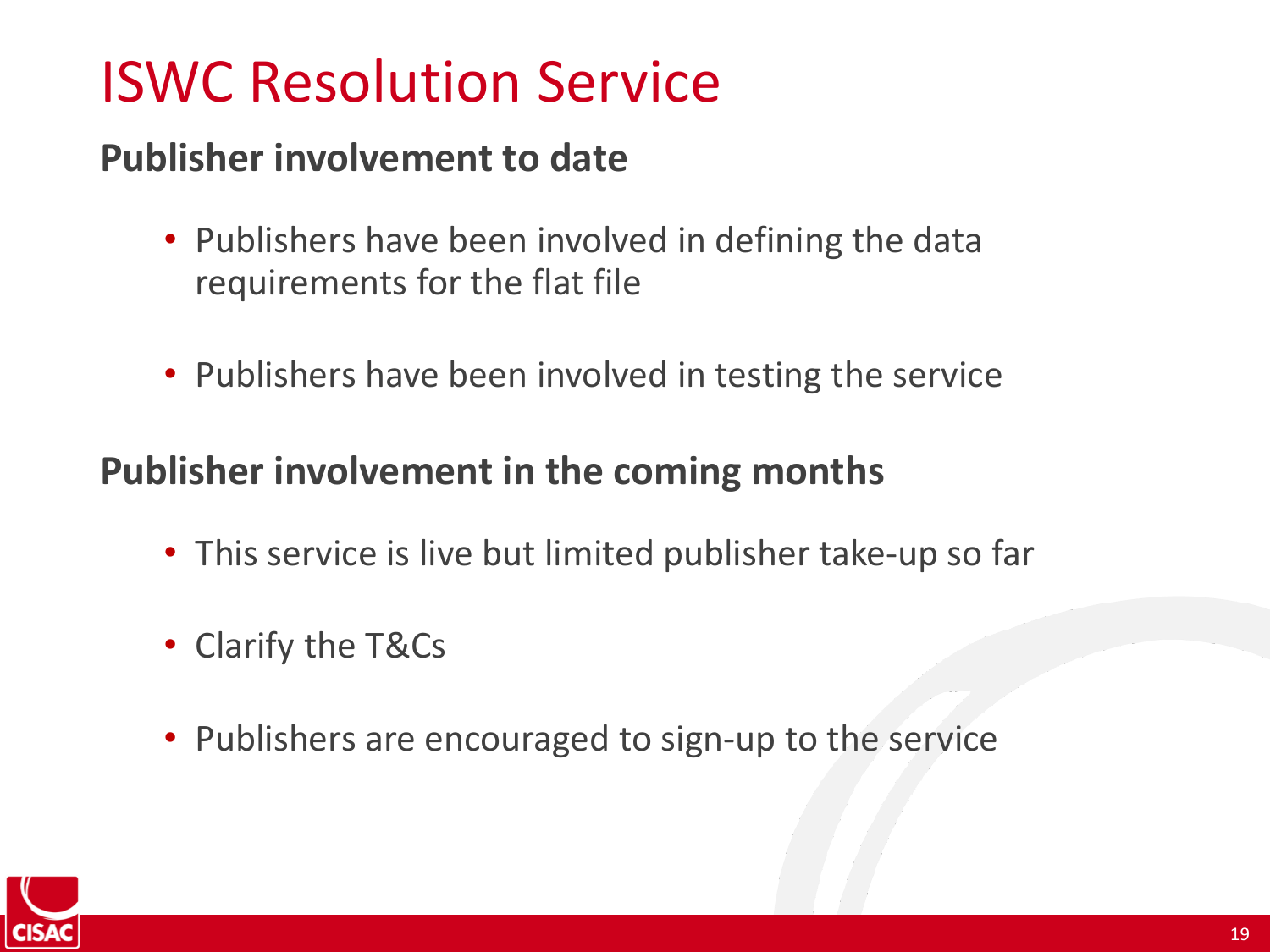# ISWC Resolution Service

## Publisher involvement to date

- Publishers have been involved in defining the data requirements for the flat file
- Publishers have been involved in testing the service

## Publisher involvement in the coming months

- This service is live but limited publisher take-up so far
- Clarify the T&Cs
- Publishers are encouraged to sign-up to the service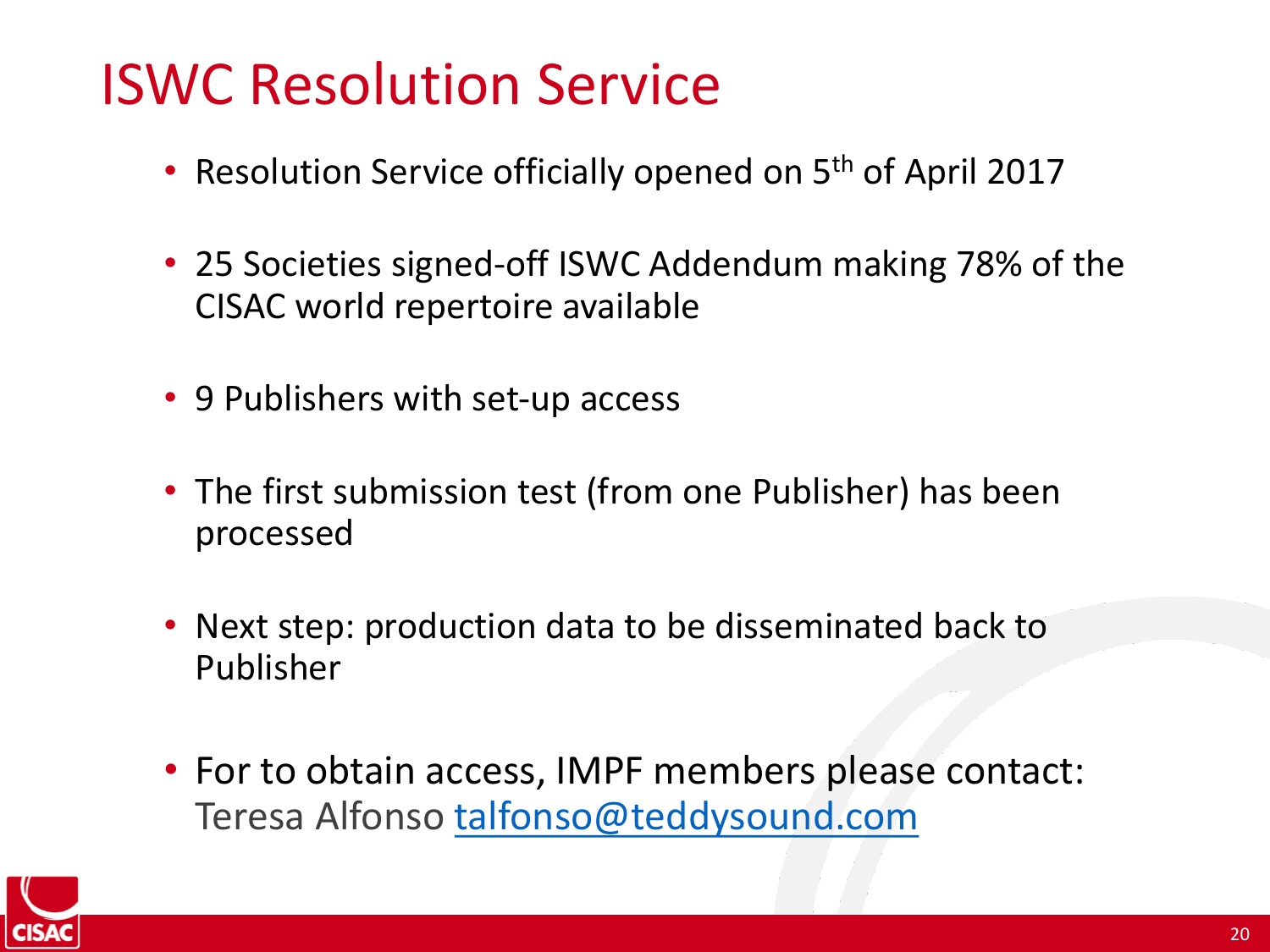# ISWC Resolution Service

- Resolution Service officially opened on 5th of April 2017
- 25 Societies signed-off ISWC Addendum making 78% of the CISAC world repertoire available
- 9 Publishers with set-up access
- The first submission test (from one Publisher) has been processed
- Next step: production data to be disseminated back to Publisher
- For to obtain access, IMPF members please contact: Teresa Alfonso talfonso@teddysound.com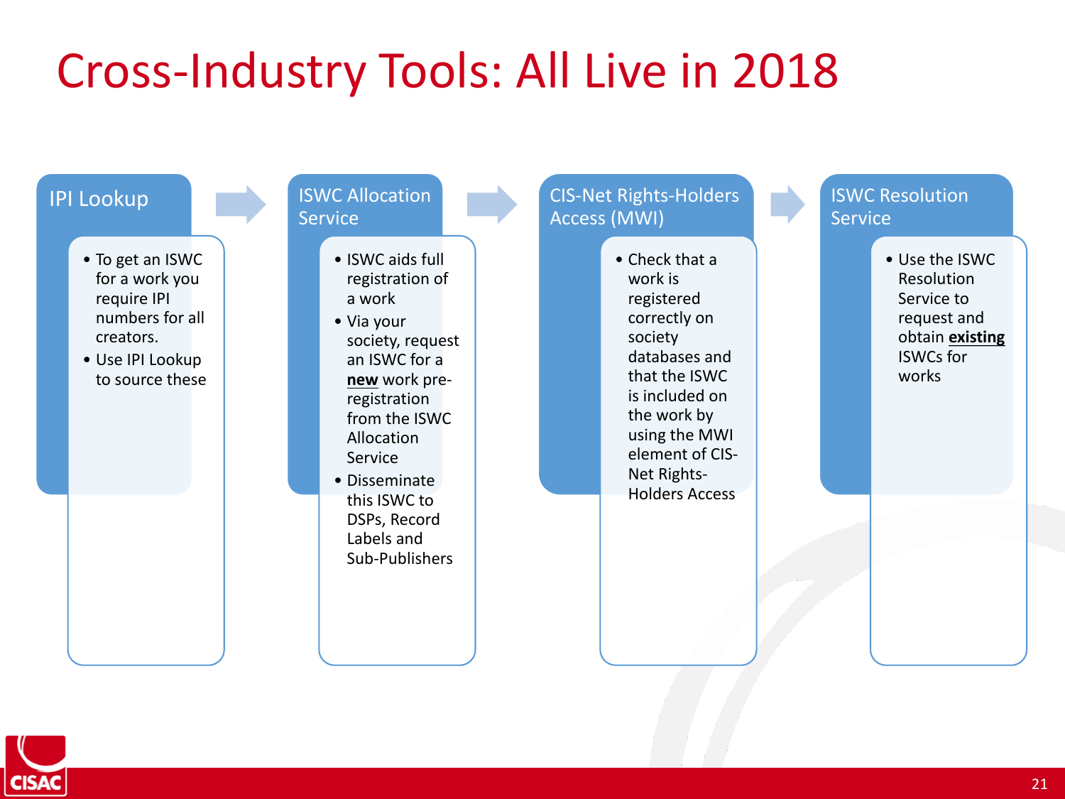# Cross-Industry Tools: All Live in 2018

## IPI Lookup

- To get an ISWC for a work you require IPI numbers for all creators.
- Use IPI Lookup to source these

## ISWC Allocation Service

- ISWC aids full registration of a work
- Via your society, request an ISWC for a **new** work pre-registration from the ISWC Allocation Service
- Disseminate this ISWC to DSPs, Record Labels and Sub-Publishers

## CIS-Net Rights-Holders Access (MWI)

- Check that a work is registered correctly on society databases and that the ISWC is included on the work by using the MWI element of CIS-Net Rights-Holders Access

## ISWC Resolution Service

- Use the ISWC Resolution Service to request and obtain **existing** ISWCs for works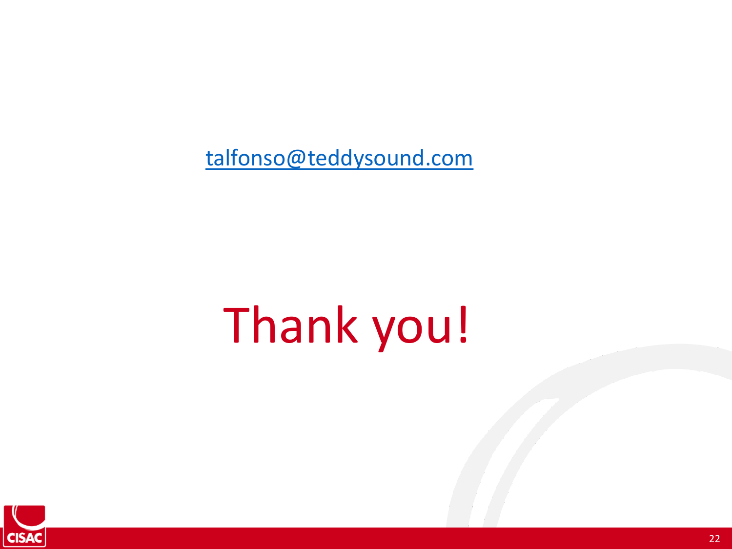talfonso@teddysound.com

# Thank you!